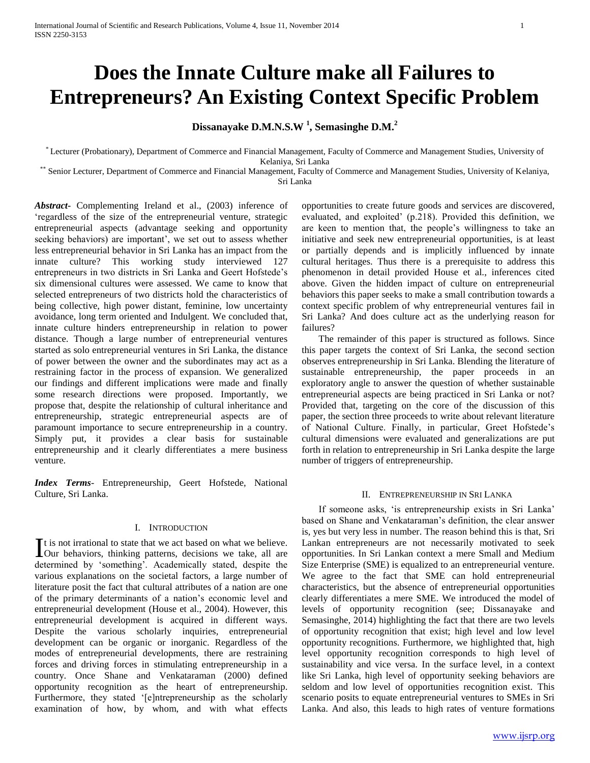# Does the Innate Culture make all Failures to Entrepreneurs? An Existing Context Specific Problem

**Dissanayake D.M.N.S.W [1], Semasinghe D.M.[2]**

[*] Lecturer (Probationary), Department of Commerce and Financial Management, Faculty of Commerce and Management Studies, University of Kelaniya, Sri Lanka

[**] Senior Lecturer, Department of Commerce and Financial Management, Faculty of Commerce and Management Studies, University of Kelaniya, Sri Lanka

***Abstract-*** Complementing Ireland et al., (2003) inference of 'regardless of the size of the entrepreneurial venture, strategic entrepreneurial aspects (advantage seeking and opportunity seeking behaviors) are important', we set out to assess whether less entrepreneurial behavior in Sri Lanka has an impact from the innate culture? This working study interviewed 127 entrepreneurs in two districts in Sri Lanka and Geert Hofstede's six dimensional cultures were assessed. We came to know that selected entrepreneurs of two districts hold the characteristics of being collective, high power distant, feminine, low uncertainty avoidance, long term oriented and Indulgent. We concluded that, innate culture hinders entrepreneurship in relation to power distance. Though a large number of entrepreneurial ventures started as solo entrepreneurial ventures in Sri Lanka, the distance of power between the owner and the subordinates may act as a restraining factor in the process of expansion. We generalized our findings and different implications were made and finally some research directions were proposed. Importantly, we propose that, despite the relationship of cultural inheritance and entrepreneurship, strategic entrepreneurial aspects are of paramount importance to secure entrepreneurship in a country. Simply put, it provides a clear basis for sustainable entrepreneurship and it clearly differentiates a mere business venture.

***Index Terms-*** Entrepreneurship, Geert Hofstede, National Culture, Sri Lanka.

## I. Introduction

It is not irrational to state that we act based on what we believe. Our behaviors, thinking patterns, decisions we take, all are determined by 'something'. Academically stated, despite the various explanations on the societal factors, a large number of literature posit the fact that cultural attributes of a nation are one of the primary determinants of a nation's economic level and entrepreneurial development (House et al., 2004). However, this entrepreneurial development is acquired in different ways. Despite the various scholarly inquiries, entrepreneurial development can be organic or inorganic. Regardless of the modes of entrepreneurial developments, there are restraining forces and driving forces in stimulating entrepreneurship in a country. Once Shane and Venkataraman (2000) defined opportunity recognition as the heart of entrepreneurship. Furthermore, they stated '[e]ntrepreneurship as the scholarly examination of how, by whom, and with what effects opportunities to create future goods and services are discovered, evaluated, and exploited' (p.218). Provided this definition, we are keen to mention that, the people's willingness to take an initiative and seek new entrepreneurial opportunities, is at least or partially depends and is implicitly influenced by innate cultural heritages. Thus there is a prerequisite to address this phenomenon in detail provided House et al., inferences cited above. Given the hidden impact of culture on entrepreneurial behaviors this paper seeks to make a small contribution towards a context specific problem of why entrepreneurial ventures fail in Sri Lanka? And does culture act as the underlying reason for failures?

The remainder of this paper is structured as follows. Since this paper targets the context of Sri Lanka, the second section observes entrepreneurship in Sri Lanka. Blending the literature of sustainable entrepreneurship, the paper proceeds in an exploratory angle to answer the question of whether sustainable entrepreneurial aspects are being practiced in Sri Lanka or not? Provided that, targeting on the core of the discussion of this paper, the section three proceeds to write about relevant literature of National Culture. Finally, in particular, Greet Hofstede's cultural dimensions were evaluated and generalizations are put forth in relation to entrepreneurship in Sri Lanka despite the large number of triggers of entrepreneurship.

## II. Entrepreneurship in Sri Lanka

If someone asks, 'is entrepreneurship exists in Sri Lanka' based on Shane and Venkataraman's definition, the clear answer is, yes but very less in number. The reason behind this is that, Sri Lankan entrepreneurs are not necessarily motivated to seek opportunities. In Sri Lankan context a mere Small and Medium Size Enterprise (SME) is equalized to an entrepreneurial venture. We agree to the fact that SME can hold entrepreneurial characteristics, but the absence of entrepreneurial opportunities clearly differentiates a mere SME. We introduced the model of levels of opportunity recognition (see; Dissanayake and Semasinghe, 2014) highlighting the fact that there are two levels of opportunity recognition that exist; high level and low level opportunity recognitions. Furthermore, we highlighted that, high level opportunity recognition corresponds to high level of sustainability and vice versa. In the surface level, in a context like Sri Lanka, high level of opportunity seeking behaviors are seldom and low level of opportunities recognition exist. This scenario posits to equate entrepreneurial ventures to SMEs in Sri Lanka. And also, this leads to high rates of venture formations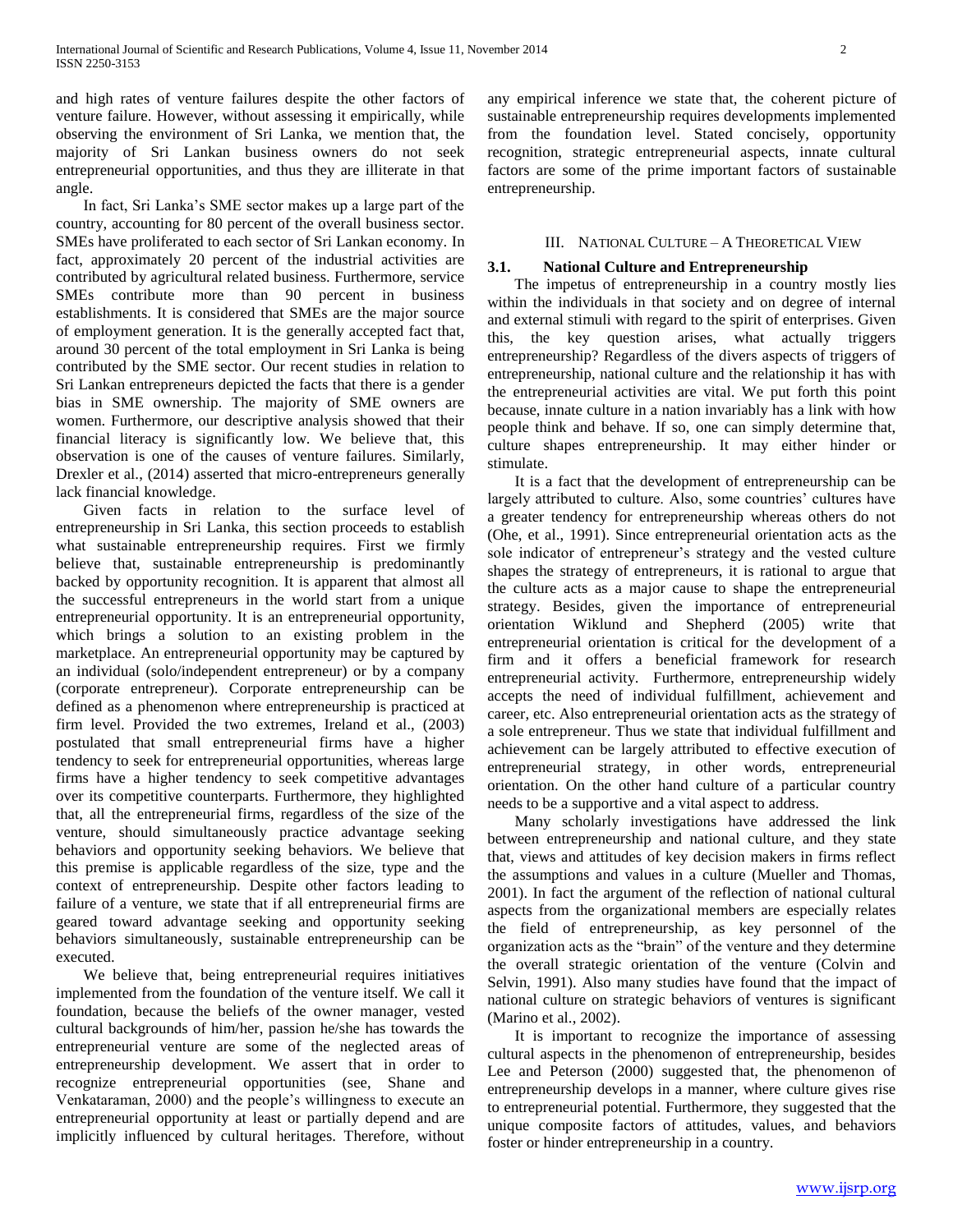and high rates of venture failures despite the other factors of venture failure. However, without assessing it empirically, while observing the environment of Sri Lanka, we mention that, the majority of Sri Lankan business owners do not seek entrepreneurial opportunities, and thus they are illiterate in that angle.

In fact, Sri Lanka's SME sector makes up a large part of the country, accounting for 80 percent of the overall business sector. SMEs have proliferated to each sector of Sri Lankan economy. In fact, approximately 20 percent of the industrial activities are contributed by agricultural related business. Furthermore, service SMEs contribute more than 90 percent in business establishments. It is considered that SMEs are the major source of employment generation. It is the generally accepted fact that, around 30 percent of the total employment in Sri Lanka is being contributed by the SME sector. Our recent studies in relation to Sri Lankan entrepreneurs depicted the facts that there is a gender bias in SME ownership. The majority of SME owners are women. Furthermore, our descriptive analysis showed that their financial literacy is significantly low. We believe that, this observation is one of the causes of venture failures. Similarly, Drexler et al., (2014) asserted that micro-entrepreneurs generally lack financial knowledge.

Given facts in relation to the surface level of entrepreneurship in Sri Lanka, this section proceeds to establish what sustainable entrepreneurship requires. First we firmly believe that, sustainable entrepreneurship is predominantly backed by opportunity recognition. It is apparent that almost all the successful entrepreneurs in the world start from a unique entrepreneurial opportunity. It is an entrepreneurial opportunity, which brings a solution to an existing problem in the marketplace. An entrepreneurial opportunity may be captured by an individual (solo/independent entrepreneur) or by a company (corporate entrepreneur). Corporate entrepreneurship can be defined as a phenomenon where entrepreneurship is practiced at firm level. Provided the two extremes, Ireland et al., (2003) postulated that small entrepreneurial firms have a higher tendency to seek for entrepreneurial opportunities, whereas large firms have a higher tendency to seek competitive advantages over its competitive counterparts. Furthermore, they highlighted that, all the entrepreneurial firms, regardless of the size of the venture, should simultaneously practice advantage seeking behaviors and opportunity seeking behaviors. We believe that this premise is applicable regardless of the size, type and the context of entrepreneurship. Despite other factors leading to failure of a venture, we state that if all entrepreneurial firms are geared toward advantage seeking and opportunity seeking behaviors simultaneously, sustainable entrepreneurship can be executed.

We believe that, being entrepreneurial requires initiatives implemented from the foundation of the venture itself. We call it foundation, because the beliefs of the owner manager, vested cultural backgrounds of him/her, passion he/she has towards the entrepreneurial venture are some of the neglected areas of entrepreneurship development. We assert that in order to recognize entrepreneurial opportunities (see, Shane and Venkataraman, 2000) and the people's willingness to execute an entrepreneurial opportunity at least or partially depend and are implicitly influenced by cultural heritages. Therefore, without any empirical inference we state that, the coherent picture of sustainable entrepreneurship requires developments implemented from the foundation level. Stated concisely, opportunity recognition, strategic entrepreneurial aspects, innate cultural factors are some of the prime important factors of sustainable entrepreneurship.

## III. National Culture – A Theoretical View

### 3.1. National Culture and Entrepreneurship

The impetus of entrepreneurship in a country mostly lies within the individuals in that society and on degree of internal and external stimuli with regard to the spirit of enterprises. Given this, the key question arises, what actually triggers entrepreneurship? Regardless of the divers aspects of triggers of entrepreneurship, national culture and the relationship it has with the entrepreneurial activities are vital. We put forth this point because, innate culture in a nation invariably has a link with how people think and behave. If so, one can simply determine that, culture shapes entrepreneurship. It may either hinder or stimulate.

It is a fact that the development of entrepreneurship can be largely attributed to culture. Also, some countries' cultures have a greater tendency for entrepreneurship whereas others do not (Ohe, et al., 1991). Since entrepreneurial orientation acts as the sole indicator of entrepreneur's strategy and the vested culture shapes the strategy of entrepreneurs, it is rational to argue that the culture acts as a major cause to shape the entrepreneurial strategy. Besides, given the importance of entrepreneurial orientation Wiklund and Shepherd (2005) write that entrepreneurial orientation is critical for the development of a firm and it offers a beneficial framework for research entrepreneurial activity. Furthermore, entrepreneurship widely accepts the need of individual fulfillment, achievement and career, etc. Also entrepreneurial orientation acts as the strategy of a sole entrepreneur. Thus we state that individual fulfillment and achievement can be largely attributed to effective execution of entrepreneurial strategy, in other words, entrepreneurial orientation. On the other hand culture of a particular country needs to be a supportive and a vital aspect to address.

Many scholarly investigations have addressed the link between entrepreneurship and national culture, and they state that, views and attitudes of key decision makers in firms reflect the assumptions and values in a culture (Mueller and Thomas, 2001). In fact the argument of the reflection of national cultural aspects from the organizational members are especially relates the field of entrepreneurship, as key personnel of the organization acts as the "brain" of the venture and they determine the overall strategic orientation of the venture (Colvin and Selvin, 1991). Also many studies have found that the impact of national culture on strategic behaviors of ventures is significant (Marino et al., 2002).

It is important to recognize the importance of assessing cultural aspects in the phenomenon of entrepreneurship, besides Lee and Peterson (2000) suggested that, the phenomenon of entrepreneurship develops in a manner, where culture gives rise to entrepreneurial potential. Furthermore, they suggested that the unique composite factors of attitudes, values, and behaviors foster or hinder entrepreneurship in a country.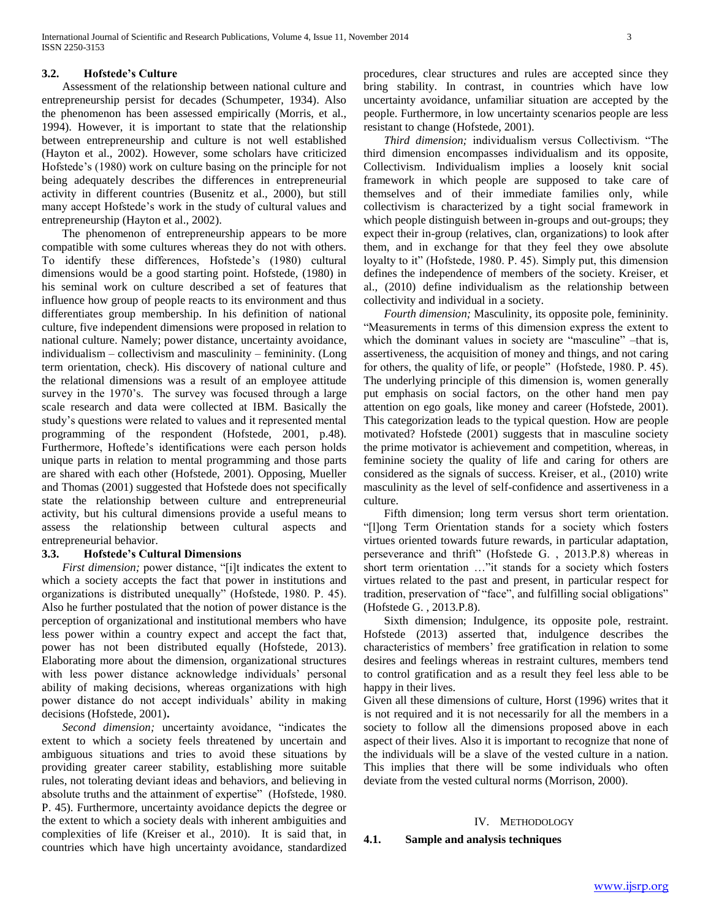### 3.2. Hofstede's Culture

Assessment of the relationship between national culture and entrepreneurship persist for decades (Schumpeter, 1934). Also the phenomenon has been assessed empirically (Morris, et al., 1994). However, it is important to state that the relationship between entrepreneurship and culture is not well established (Hayton et al., 2002). However, some scholars have criticized Hofstede's (1980) work on culture basing on the principle for not being adequately describes the differences in entrepreneurial activity in different countries (Busenitz et al., 2000), but still many accept Hofstede's work in the study of cultural values and entrepreneurship (Hayton et al., 2002).

The phenomenon of entrepreneurship appears to be more compatible with some cultures whereas they do not with others. To identify these differences, Hofstede's (1980) cultural dimensions would be a good starting point. Hofstede, (1980) in his seminal work on culture described a set of features that influence how group of people reacts to its environment and thus differentiates group membership. In his definition of national culture, five independent dimensions were proposed in relation to national culture. Namely; power distance, uncertainty avoidance, individualism – collectivism and masculinity – femininity. (Long term orientation, check). His discovery of national culture and the relational dimensions was a result of an employee attitude survey in the 1970's. The survey was focused through a large scale research and data were collected at IBM. Basically the study's questions were related to values and it represented mental programming of the respondent (Hofstede, 2001, p.48). Furthermore, Hoftede's identifications were each person holds unique parts in relation to mental programming and those parts are shared with each other (Hofstede, 2001). Opposing, Mueller and Thomas (2001) suggested that Hofstede does not specifically state the relationship between culture and entrepreneurial activity, but his cultural dimensions provide a useful means to assess the relationship between cultural aspects and entrepreneurial behavior.

### 3.3. Hofstede's Cultural Dimensions

*First dimension;* power distance, "[i]t indicates the extent to which a society accepts the fact that power in institutions and organizations is distributed unequally" (Hofstede, 1980. P. 45). Also he further postulated that the notion of power distance is the perception of organizational and institutional members who have less power within a country expect and accept the fact that, power has not been distributed equally (Hofstede, 2013). Elaborating more about the dimension, organizational structures with less power distance acknowledge individuals' personal ability of making decisions, whereas organizations with high power distance do not accept individuals' ability in making decisions (Hofstede, 2001)**.**

*Second dimension;* uncertainty avoidance, "indicates the extent to which a society feels threatened by uncertain and ambiguous situations and tries to avoid these situations by providing greater career stability, establishing more suitable rules, not tolerating deviant ideas and behaviors, and believing in absolute truths and the attainment of expertise" (Hofstede, 1980. P. 45). Furthermore, uncertainty avoidance depicts the degree or the extent to which a society deals with inherent ambiguities and complexities of life (Kreiser et al., 2010). It is said that, in countries which have high uncertainty avoidance, standardized procedures, clear structures and rules are accepted since they bring stability. In contrast, in countries which have low uncertainty avoidance, unfamiliar situation are accepted by the people. Furthermore, in low uncertainty scenarios people are less resistant to change (Hofstede, 2001).

*Third dimension;* individualism versus Collectivism. "The third dimension encompasses individualism and its opposite, Collectivism. Individualism implies a loosely knit social framework in which people are supposed to take care of themselves and of their immediate families only, while collectivism is characterized by a tight social framework in which people distinguish between in-groups and out-groups; they expect their in-group (relatives, clan, organizations) to look after them, and in exchange for that they feel they owe absolute loyalty to it" (Hofstede, 1980. P. 45). Simply put, this dimension defines the independence of members of the society. Kreiser, et al., (2010) define individualism as the relationship between collectivity and individual in a society.

*Fourth dimension;* Masculinity, its opposite pole, femininity. "Measurements in terms of this dimension express the extent to which the dominant values in society are "masculine" –that is, assertiveness, the acquisition of money and things, and not caring for others, the quality of life, or people" (Hofstede, 1980. P. 45). The underlying principle of this dimension is, women generally put emphasis on social factors, on the other hand men pay attention on ego goals, like money and career (Hofstede, 2001). This categorization leads to the typical question. How are people motivated? Hofstede (2001) suggests that in masculine society the prime motivator is achievement and competition, whereas, in feminine society the quality of life and caring for others are considered as the signals of success. Kreiser, et al., (2010) write masculinity as the level of self-confidence and assertiveness in a culture.

Fifth dimension; long term versus short term orientation. "[l]ong Term Orientation stands for a society which fosters virtues oriented towards future rewards, in particular adaptation, perseverance and thrift" (Hofstede G. , 2013.P.8) whereas in short term orientation …"it stands for a society which fosters virtues related to the past and present, in particular respect for tradition, preservation of "face", and fulfilling social obligations" (Hofstede G. , 2013.P.8).

Sixth dimension; Indulgence, its opposite pole, restraint. Hofstede (2013) asserted that, indulgence describes the characteristics of members' free gratification in relation to some desires and feelings whereas in restraint cultures, members tend to control gratification and as a result they feel less able to be happy in their lives.

Given all these dimensions of culture, Horst (1996) writes that it is not required and it is not necessarily for all the members in a society to follow all the dimensions proposed above in each aspect of their lives. Also it is important to recognize that none of the individuals will be a slave of the vested culture in a nation. This implies that there will be some individuals who often deviate from the vested cultural norms (Morrison, 2000).

## IV. Methodology

### 4.1. Sample and analysis techniques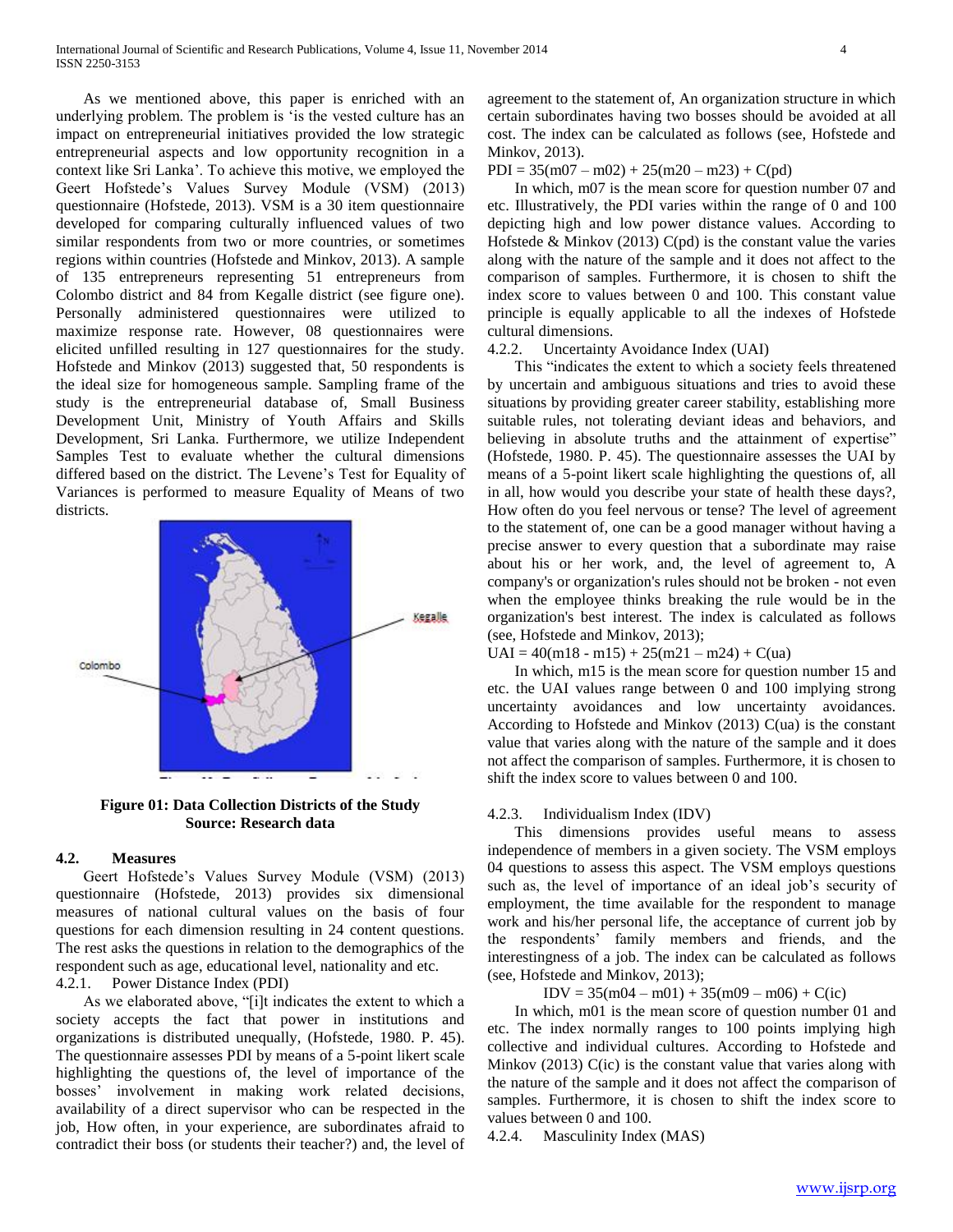As we mentioned above, this paper is enriched with an underlying problem. The problem is 'is the vested culture has an impact on entrepreneurial initiatives provided the low strategic entrepreneurial aspects and low opportunity recognition in a context like Sri Lanka'. To achieve this motive, we employed the Geert Hofstede's Values Survey Module (VSM) (2013) questionnaire (Hofstede, 2013). VSM is a 30 item questionnaire developed for comparing culturally influenced values of two similar respondents from two or more countries, or sometimes regions within countries (Hofstede and Minkov, 2013). A sample of 135 entrepreneurs representing 51 entrepreneurs from Colombo district and 84 from Kegalle district (see figure one). Personally administered questionnaires were utilized to maximize response rate. However, 08 questionnaires were elicited unfilled resulting in 127 questionnaires for the study. Hofstede and Minkov (2013) suggested that, 50 respondents is the ideal size for homogeneous sample. Sampling frame of the study is the entrepreneurial database of, Small Business Development Unit, Ministry of Youth Affairs and Skills Development, Sri Lanka. Furthermore, we utilize Independent Samples Test to evaluate whether the cultural dimensions differed based on the district. The Levene's Test for Equality of Variances is performed to measure Equality of Means of two districts.

**Figure 01: Data Collection Districts of the Study**
**Source: Research data**

## 4.2. Measures

Geert Hofstede's Values Survey Module (VSM) (2013) questionnaire (Hofstede, 2013) provides six dimensional measures of national cultural values on the basis of four questions for each dimension resulting in 24 content questions. The rest asks the questions in relation to the demographics of the respondent such as age, educational level, nationality and etc.

### 4.2.1. Power Distance Index (PDI)

As we elaborated above, "[i]t indicates the extent to which a society accepts the fact that power in institutions and organizations is distributed unequally, (Hofstede, 1980. P. 45). The questionnaire assesses PDI by means of a 5-point likert scale highlighting the questions of, the level of importance of the bosses' involvement in making work related decisions, availability of a direct supervisor who can be respected in the job, How often, in your experience, are subordinates afraid to contradict their boss (or students their teacher?) and, the level of agreement to the statement of, An organization structure in which certain subordinates having two bosses should be avoided at all cost. The index can be calculated as follows (see, Hofstede and Minkov, 2013).

$$PDI = 35(m07 – m02) + 25(m20 – m23) + C(pd)$$

In which, m07 is the mean score for question number 07 and etc. Illustratively, the PDI varies within the range of 0 and 100 depicting high and low power distance values. According to Hofstede & Minkov (2013) C(pd) is the constant value the varies along with the nature of the sample and it does not affect to the comparison of samples. Furthermore, it is chosen to shift the index score to values between 0 and 100. This constant value principle is equally applicable to all the indexes of Hofstede cultural dimensions.

### 4.2.2. Uncertainty Avoidance Index (UAI)

This "indicates the extent to which a society feels threatened by uncertain and ambiguous situations and tries to avoid these situations by providing greater career stability, establishing more suitable rules, not tolerating deviant ideas and behaviors, and believing in absolute truths and the attainment of expertise" (Hofstede, 1980. P. 45). The questionnaire assesses the UAI by means of a 5-point likert scale highlighting the questions of, all in all, how would you describe your state of health these days?, How often do you feel nervous or tense? The level of agreement to the statement of, one can be a good manager without having a precise answer to every question that a subordinate may raise about his or her work, and, the level of agreement to, A company's or organization's rules should not be broken - not even when the employee thinks breaking the rule would be in the organization's best interest. The index is calculated as follows (see, Hofstede and Minkov, 2013);

$$UAI = 40(m18 - m15) + 25(m21 – m24) + C(ua)$$

In which, m15 is the mean score for question number 15 and etc. the UAI values range between 0 and 100 implying strong uncertainty avoidances and low uncertainty avoidances. According to Hofstede and Minkov (2013) C(ua) is the constant value that varies along with the nature of the sample and it does not affect the comparison of samples. Furthermore, it is chosen to shift the index score to values between 0 and 100.

### 4.2.3. Individualism Index (IDV)

This dimensions provides useful means to assess independence of members in a given society. The VSM employs 04 questions to assess this aspect. The VSM employs questions such as, the level of importance of an ideal job's security of employment, the time available for the respondent to manage work and his/her personal life, the acceptance of current job by the respondents' family members and friends, and the interestingness of a job. The index can be calculated as follows (see, Hofstede and Minkov, 2013);

$$IDV = 35(m04 – m01) + 35(m09 – m06) + C(ic)$$

In which, m01 is the mean score of question number 01 and etc. The index normally ranges to 100 points implying high collective and individual cultures. According to Hofstede and Minkov (2013) C(ic) is the constant value that varies along with the nature of the sample and it does not affect the comparison of samples. Furthermore, it is chosen to shift the index score to values between 0 and 100.

### 4.2.4. Masculinity Index (MAS)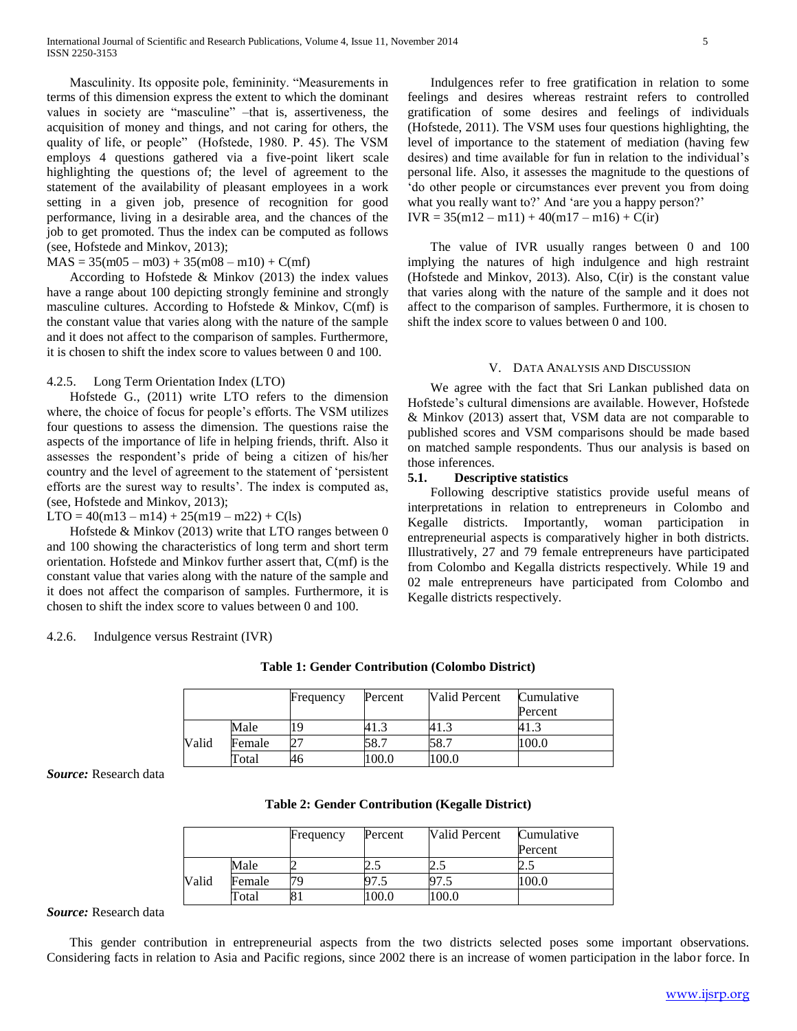Masculinity. Its opposite pole, femininity. “Measurements in terms of this dimension express the extent to which the dominant values in society are “masculine” –that is, assertiveness, the acquisition of money and things, and not caring for others, the quality of life, or people” (Hofstede, 1980. P. 45). The VSM employs 4 questions gathered via a five-point likert scale highlighting the questions of; the level of agreement to the statement of the availability of pleasant employees in a work setting in a given job, presence of recognition for good performance, living in a desirable area, and the chances of the job to get promoted. Thus the index can be computed as follows (see, Hofstede and Minkov, 2013);

$$MAS = 35(m05 - m03) + 35(m08 - m10) + C(mf)$$

According to Hofstede & Minkov (2013) the index values have a range about 100 depicting strongly feminine and strongly masculine cultures. According to Hofstede & Minkov, C(mf) is the constant value that varies along with the nature of the sample and it does not affect to the comparison of samples. Furthermore, it is chosen to shift the index score to values between 0 and 100.

#### 4.2.5. Long Term Orientation Index (LTO)

Hofstede G., (2011) write LTO refers to the dimension where, the choice of focus for people's efforts. The VSM utilizes four questions to assess the dimension. The questions raise the aspects of the importance of life in helping friends, thrift. Also it assesses the respondent's pride of being a citizen of his/her country and the level of agreement to the statement of 'persistent efforts are the surest way to results'. The index is computed as, (see, Hofstede and Minkov, 2013);

$$LTO = 40(m13 - m14) + 25(m19 - m22) + C(ls)$$

Hofstede & Minkov (2013) write that LTO ranges between 0 and 100 showing the characteristics of long term and short term orientation. Hofstede and Minkov further assert that, C(mf) is the constant value that varies along with the nature of the sample and it does not affect the comparison of samples. Furthermore, it is chosen to shift the index score to values between 0 and 100.

#### 4.2.6. Indulgence versus Restraint (IVR)

Indulgences refer to free gratification in relation to some feelings and desires whereas restraint refers to controlled gratification of some desires and feelings of individuals (Hofstede, 2011). The VSM uses four questions highlighting, the level of importance to the statement of mediation (having few desires) and time available for fun in relation to the individual's personal life. Also, it assesses the magnitude to the questions of 'do other people or circumstances ever prevent you from doing what you really want to?' And 'are you a happy person?'

$$IVR = 35(m12 - m11) + 40(m17 - m16) + C(ir)$$

The value of IVR usually ranges between 0 and 100 implying the natures of high indulgence and high restraint (Hofstede and Minkov, 2013). Also, C(ir) is the constant value that varies along with the nature of the sample and it does not affect to the comparison of samples. Furthermore, it is chosen to shift the index score to values between 0 and 100.

## V. Data Analysis and Discussion

We agree with the fact that Sri Lankan published data on Hofstede's cultural dimensions are available. However, Hofstede & Minkov (2013) assert that, VSM data are not comparable to published scores and VSM comparisons should be made based on matched sample respondents. Thus our analysis is based on those inferences.

### 5.1. Descriptive statistics

Following descriptive statistics provide useful means of interpretations in relation to entrepreneurs in Colombo and Kegalle districts. Importantly, woman participation in entrepreneurial aspects is comparatively higher in both districts. Illustratively, 27 and 79 female entrepreneurs have participated from Colombo and Kegalla districts respectively. While 19 and 02 male entrepreneurs have participated from Colombo and Kegalle districts respectively.

**Table 1: Gender Contribution (Colombo District)**

| | | Frequency | Percent | Valid Percent | Cumulative Percent |
|---|---|---|---|---|---|
| Valid | Male | 19 | 41.3 | 41.3 | 41.3 |
| | Female | 27 | 58.7 | 58.7 | 100.0 |
| | Total | 46 | 100.0 | 100.0 | |

***Source:*** Research data

**Table 2: Gender Contribution (Kegalle District)**

| | | Frequency | Percent | Valid Percent | Cumulative Percent |
|---|---|---|---|---|---|
| Valid | Male | 2 | 2.5 | 2.5 | 2.5 |
| | Female | 79 | 97.5 | 97.5 | 100.0 |
| | Total | 81 | 100.0 | 100.0 | |

***Source:*** Research data

This gender contribution in entrepreneurial aspects from the two districts selected poses some important observations. Considering facts in relation to Asia and Pacific regions, since 2002 there is an increase of women participation in the labor force. In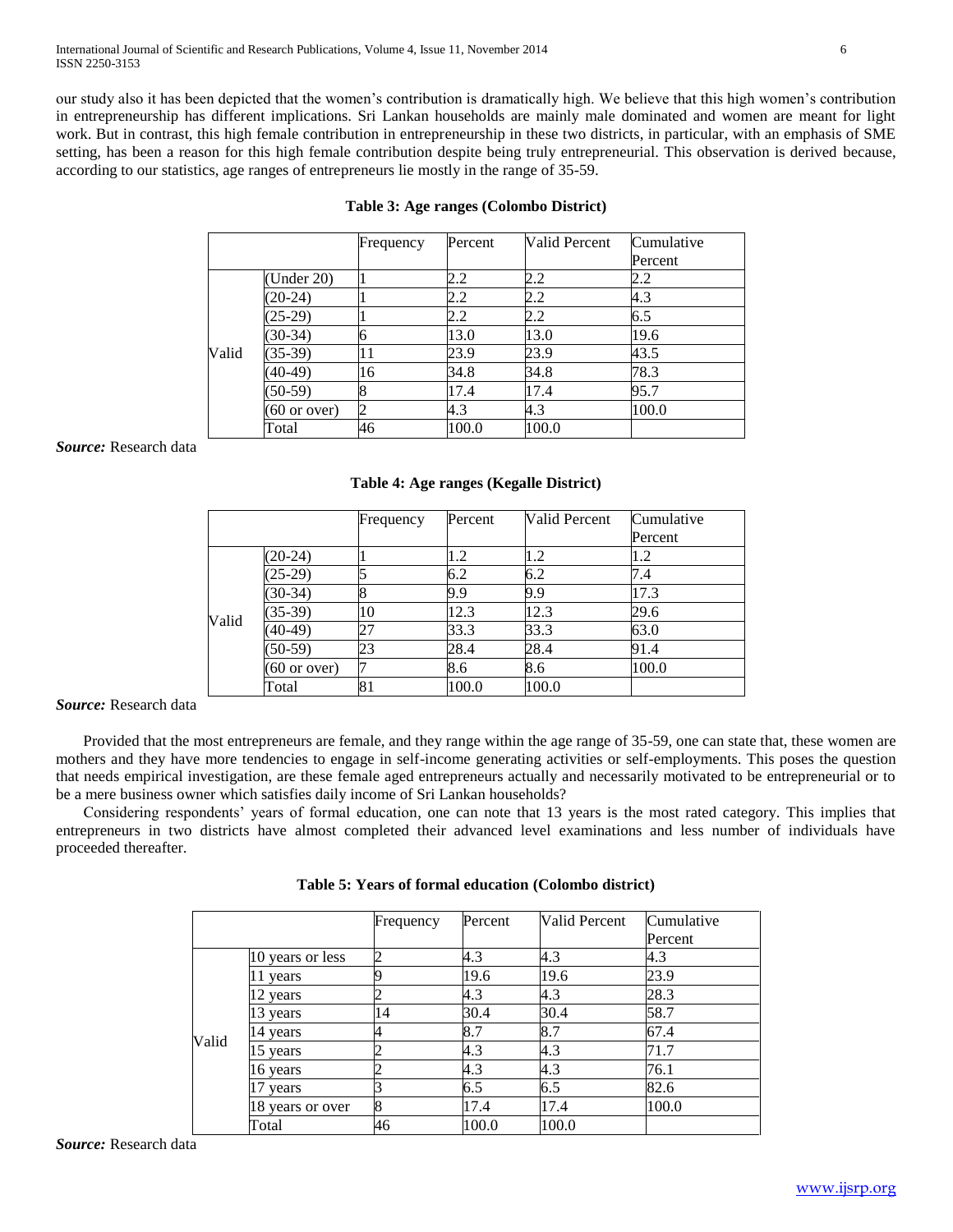our study also it has been depicted that the women's contribution is dramatically high. We believe that this high women's contribution in entrepreneurship has different implications. Sri Lankan households are mainly male dominated and women are meant for light work. But in contrast, this high female contribution in entrepreneurship in these two districts, in particular, with an emphasis of SME setting, has been a reason for this high female contribution despite being truly entrepreneurial. This observation is derived because, according to our statistics, age ranges of entrepreneurs lie mostly in the range of 35-59.

**Table 3: Age ranges (Colombo District)**

| | | Frequency | Percent | Valid Percent | Cumulative Percent |
|---|---|---|---|---|---|
| Valid | (Under 20) | 1 | 2.2 | 2.2 | 2.2 |
| | (20-24) | 1 | 2.2 | 2.2 | 4.3 |
| | (25-29) | 1 | 2.2 | 2.2 | 6.5 |
| | (30-34) | 6 | 13.0 | 13.0 | 19.6 |
| | (35-39) | 11 | 23.9 | 23.9 | 43.5 |
| | (40-49) | 16 | 34.8 | 34.8 | 78.3 |
| | (50-59) | 8 | 17.4 | 17.4 | 95.7 |
| | (60 or over) | 2 | 4.3 | 4.3 | 100.0 |
| | Total | 46 | 100.0 | 100.0 | |

***Source:*** Research data

**Table 4: Age ranges (Kegalle District)**

| | | Frequency | Percent | Valid Percent | Cumulative Percent |
|---|---|---|---|---|---|
| Valid | (20-24) | 1 | 1.2 | 1.2 | 1.2 |
| | (25-29) | 5 | 6.2 | 6.2 | 7.4 |
| | (30-34) | 8 | 9.9 | 9.9 | 17.3 |
| | (35-39) | 10 | 12.3 | 12.3 | 29.6 |
| | (40-49) | 27 | 33.3 | 33.3 | 63.0 |
| | (50-59) | 23 | 28.4 | 28.4 | 91.4 |
| | (60 or over) | 7 | 8.6 | 8.6 | 100.0 |
| | Total | 81 | 100.0 | 100.0 | |

***Source:*** Research data

Provided that the most entrepreneurs are female, and they range within the age range of 35-59, one can state that, these women are mothers and they have more tendencies to engage in self-income generating activities or self-employments. This poses the question that needs empirical investigation, are these female aged entrepreneurs actually and necessarily motivated to be entrepreneurial or to be a mere business owner which satisfies daily income of Sri Lankan households?

Considering respondents' years of formal education, one can note that 13 years is the most rated category. This implies that entrepreneurs in two districts have almost completed their advanced level examinations and less number of individuals have proceeded thereafter.

**Table 5: Years of formal education (Colombo district)**

| | | Frequency | Percent | Valid Percent | Cumulative Percent |
|---|---|---|---|---|---|
| Valid | 10 years or less | 2 | 4.3 | 4.3 | 4.3 |
| | 11 years | 9 | 19.6 | 19.6 | 23.9 |
| | 12 years | 2 | 4.3 | 4.3 | 28.3 |
| | 13 years | 14 | 30.4 | 30.4 | 58.7 |
| | 14 years | 4 | 8.7 | 8.7 | 67.4 |
| | 15 years | 2 | 4.3 | 4.3 | 71.7 |
| | 16 years | 2 | 4.3 | 4.3 | 76.1 |
| | 17 years | 3 | 6.5 | 6.5 | 82.6 |
| | 18 years or over | 8 | 17.4 | 17.4 | 100.0 |
| | Total | 46 | 100.0 | 100.0 | |

***Source:*** Research data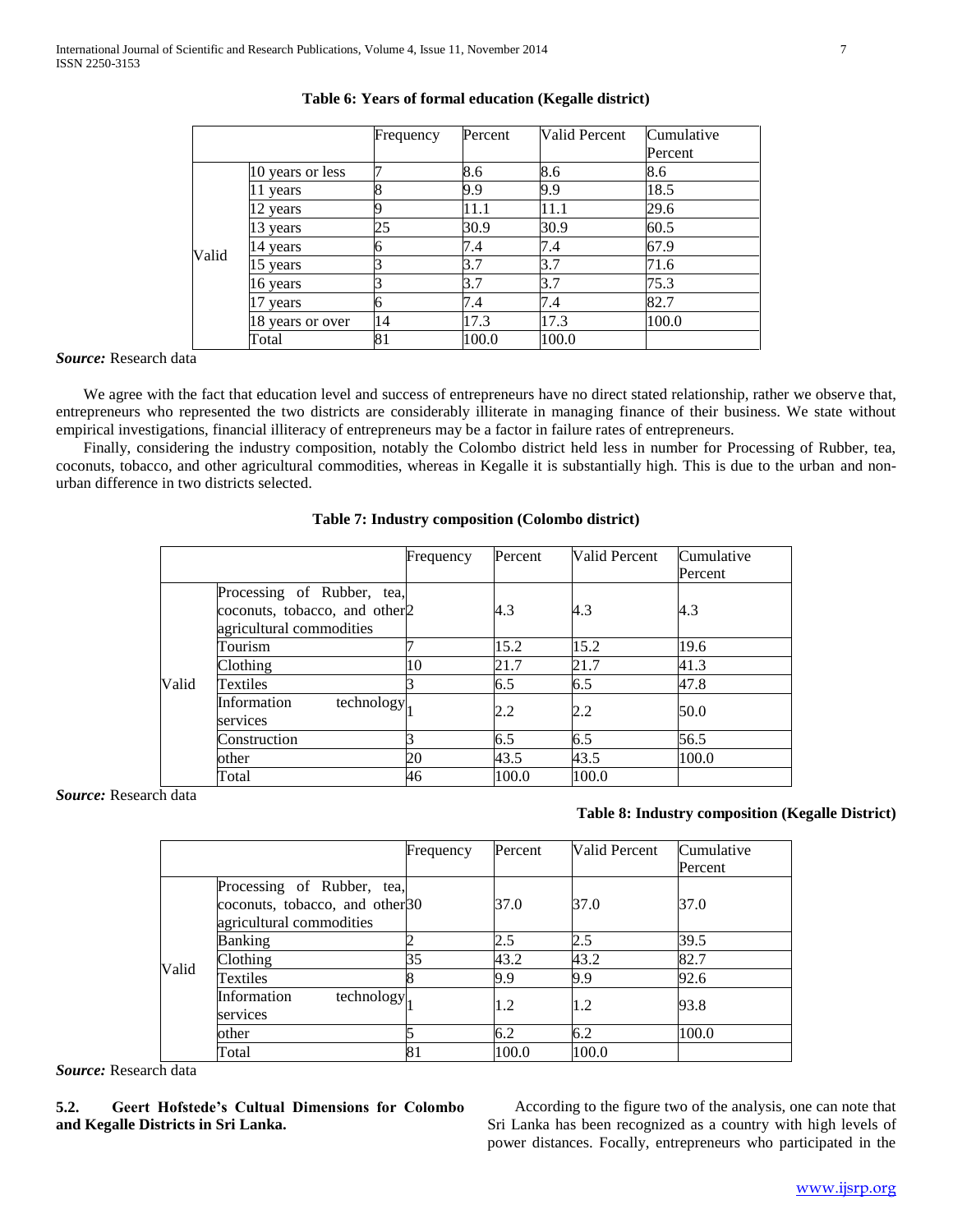**Table 6: Years of formal education (Kegalle district)**

| | | Frequency | Percent | Valid Percent | Cumulative Percent |
|---|---|---|---|---|---|
| Valid | 10 years or less | 7 | 8.6 | 8.6 | 8.6 |
| | 11 years | 8 | 9.9 | 9.9 | 18.5 |
| | 12 years | 9 | 11.1 | 11.1 | 29.6 |
| | 13 years | 25 | 30.9 | 30.9 | 60.5 |
| | 14 years | 6 | 7.4 | 7.4 | 67.9 |
| | 15 years | 3 | 3.7 | 3.7 | 71.6 |
| | 16 years | 3 | 3.7 | 3.7 | 75.3 |
| | 17 years | 6 | 7.4 | 7.4 | 82.7 |
| | 18 years or over | 14 | 17.3 | 17.3 | 100.0 |
| | Total | 81 | 100.0 | 100.0 | |

***Source:*** Research data

We agree with the fact that education level and success of entrepreneurs have no direct stated relationship, rather we observe that, entrepreneurs who represented the two districts are considerably illiterate in managing finance of their business. We state without empirical investigations, financial illiteracy of entrepreneurs may be a factor in failure rates of entrepreneurs.

Finally, considering the industry composition, notably the Colombo district held less in number for Processing of Rubber, tea, coconuts, tobacco, and other agricultural commodities, whereas in Kegalle it is substantially high. This is due to the urban and non-urban difference in two districts selected.

**Table 7: Industry composition (Colombo district)**

| | | Frequency | Percent | Valid Percent | Cumulative Percent |
|---|---|---|---|---|---|
| Valid | Processing of Rubber, tea, coconuts, tobacco, and other agricultural commodities | 2 | 4.3 | 4.3 | 4.3 |
| | Tourism | 7 | 15.2 | 15.2 | 19.6 |
| | Clothing | 10 | 21.7 | 21.7 | 41.3 |
| | Textiles | 3 | 6.5 | 6.5 | 47.8 |
| | Information technology services | 1 | 2.2 | 2.2 | 50.0 |
| | Construction | 3 | 6.5 | 6.5 | 56.5 |
| | other | 20 | 43.5 | 43.5 | 100.0 |
| | Total | 46 | 100.0 | 100.0 | |

***Source:*** Research data

**Table 8: Industry composition (Kegalle District)**

| | | Frequency | Percent | Valid Percent | Cumulative Percent |
|---|---|---|---|---|---|
| Valid | Processing of Rubber, tea, coconuts, tobacco, and other agricultural commodities | 30 | 37.0 | 37.0 | 37.0 |
| | Banking | 2 | 2.5 | 2.5 | 39.5 |
| | Clothing | 35 | 43.2 | 43.2 | 82.7 |
| | Textiles | 8 | 9.9 | 9.9 | 92.6 |
| | Information technology services | 1 | 1.2 | 1.2 | 93.8 |
| | other | 5 | 6.2 | 6.2 | 100.0 |
| | Total | 81 | 100.0 | 100.0 | |

***Source:*** Research data

### 5.2. Geert Hofstede's Cultural Dimensions for Colombo and Kegalle Districts in Sri Lanka.

According to the figure two of the analysis, one can note that Sri Lanka has been recognized as a country with high levels of power distances. Focally, entrepreneurs who participated in the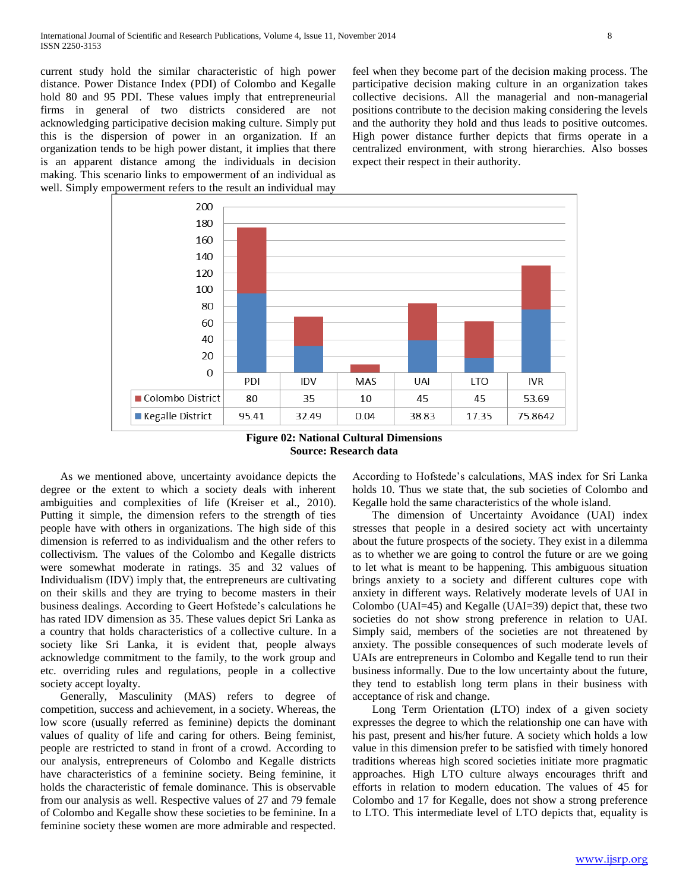current study hold the similar characteristic of high power distance. Power Distance Index (PDI) of Colombo and Kegalle hold 80 and 95 PDI. These values imply that entrepreneurial firms in general of two districts considered are not acknowledging participative decision making culture. Simply put this is the dispersion of power in an organization. If an organization tends to be high power distant, it implies that there is an apparent distance among the individuals in decision making. This scenario links to empowerment of an individual as well. Simply empowerment refers to the result an individual may feel when they become part of the decision making process. The participative decision making culture in an organization takes collective decisions. All the managerial and non-managerial positions contribute to the decision making considering the levels and the authority they hold and thus leads to positive outcomes. High power distance further depicts that firms operate in a centralized environment, with strong hierarchies. Also bosses expect their respect in their authority.

| | PDI | IDV | MAS | UAI | LTO | IVR |
|---|---|---|---|---|---|---|
| Colombo District | 80 | 35 | 10 | 45 | 45 | 53.69 |
| Kegalle District | 95.41 | 32.49 | 0.04 | 38.83 | 17.35 | 75.8642 |

**Figure 02: National Cultural Dimensions**
**Source: Research data**

As we mentioned above, uncertainty avoidance depicts the degree or the extent to which a society deals with inherent ambiguities and complexities of life (Kreiser et al., 2010). Putting it simple, the dimension refers to the strength of ties people have with others in organizations. The high side of this dimension is referred to as individualism and the other refers to collectivism. The values of the Colombo and Kegalle districts were somewhat moderate in ratings. 35 and 32 values of Individualism (IDV) imply that, the entrepreneurs are cultivating on their skills and they are trying to become masters in their business dealings. According to Geert Hofstede's calculations he has rated IDV dimension as 35. These values depict Sri Lanka as a country that holds characteristics of a collective culture. In a society like Sri Lanka, it is evident that, people always acknowledge commitment to the family, to the work group and etc. overriding rules and regulations, people in a collective society accept loyalty.

Generally, Masculinity (MAS) refers to degree of competition, success and achievement, in a society. Whereas, the low score (usually referred as feminine) depicts the dominant values of quality of life and caring for others. Being feminist, people are restricted to stand in front of a crowd. According to our analysis, entrepreneurs of Colombo and Kegalle districts have characteristics of a feminine society. Being feminine, it holds the characteristic of female dominance. This is observable from our analysis as well. Respective values of 27 and 79 female of Colombo and Kegalle show these societies to be feminine. In a feminine society these women are more admirable and respected. According to Hofstede's calculations, MAS index for Sri Lanka holds 10. Thus we state that, the sub societies of Colombo and Kegalle hold the same characteristics of the whole island.

The dimension of Uncertainty Avoidance (UAI) index stresses that people in a desired society act with uncertainty about the future prospects of the society. They exist in a dilemma as to whether we are going to control the future or are we going to let what is meant to be happening. This ambiguous situation brings anxiety to a society and different cultures cope with anxiety in different ways. Relatively moderate levels of UAI in Colombo (UAI=45) and Kegalle (UAI=39) depict that, these two societies do not show strong preference in relation to UAI. Simply said, members of the societies are not threatened by anxiety. The possible consequences of such moderate levels of UAIs are entrepreneurs in Colombo and Kegalle tend to run their business informally. Due to the low uncertainty about the future, they tend to establish long term plans in their business with acceptance of risk and change.

Long Term Orientation (LTO) index of a given society expresses the degree to which the relationship one can have with his past, present and his/her future. A society which holds a low value in this dimension prefer to be satisfied with timely honored traditions whereas high scored societies initiate more pragmatic approaches. High LTO culture always encourages thrift and efforts in relation to modern education. The values of 45 for Colombo and 17 for Kegalle, does not show a strong preference to LTO. This intermediate level of LTO depicts that, equality is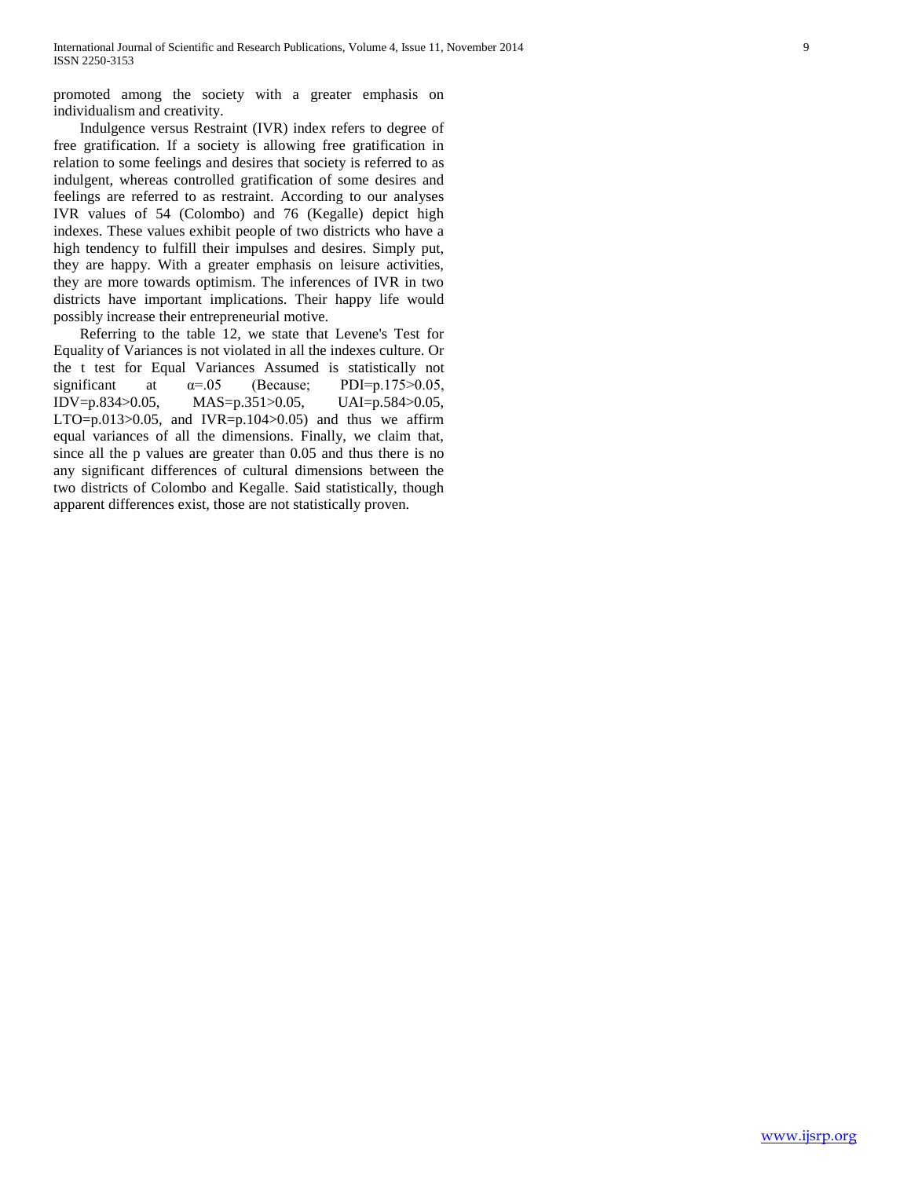promoted among the society with a greater emphasis on individualism and creativity.

Indulgence versus Restraint (IVR) index refers to degree of free gratification. If a society is allowing free gratification in relation to some feelings and desires that society is referred to as indulgent, whereas controlled gratification of some desires and feelings are referred to as restraint. According to our analyses IVR values of 54 (Colombo) and 76 (Kegalle) depict high indexes. These values exhibit people of two districts who have a high tendency to fulfill their impulses and desires. Simply put, they are happy. With a greater emphasis on leisure activities, they are more towards optimism. The inferences of IVR in two districts have important implications. Their happy life would possibly increase their entrepreneurial motive.

Referring to the table 12, we state that Levene's Test for Equality of Variances is not violated in all the indexes culture. Or the t test for Equal Variances Assumed is statistically not significant at $\alpha$=.05 (Because; PDI=p.175>0.05, IDV=p.834>0.05, MAS=p.351>0.05, UAI=p.584>0.05, LTO=p.013>0.05, and IVR=p.104>0.05) and thus we affirm equal variances of all the dimensions. Finally, we claim that, since all the p values are greater than 0.05 and thus there is no any significant differences of cultural dimensions between the two districts of Colombo and Kegalle. Said statistically, though apparent differences exist, those are not statistically proven.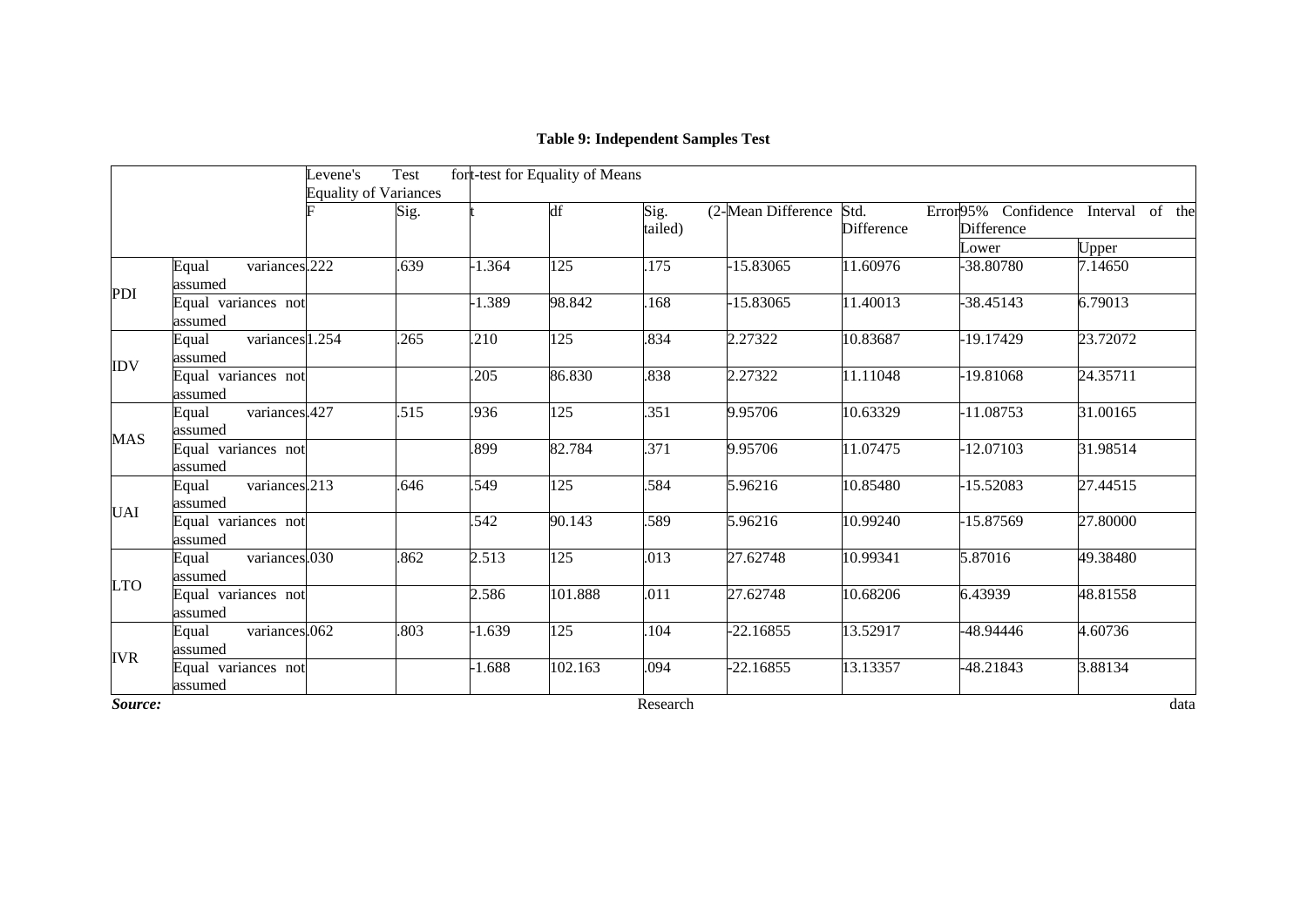**Table 9: Independent Samples Test**

| | | Levene's Test for Equality of Variances | | t-test for Equality of Means | | | | | | |
|---|---|---|---|---|---|---|---|---|---|---|
| | | F | Sig. | t | df | Sig. (2-tailed) | Mean Difference | Std. Error Difference | 95% Confidence Interval of the Difference | |
| | | | | | | | | | Lower | Upper |
| PDI | Equal variances assumed | .222 | .639 | -1.364 | 125 | .175 | -15.83065 | 11.60976 | -38.80780 | 7.14650 |
| | Equal variances not assumed | | | -1.389 | 98.842 | .168 | -15.83065 | 11.40013 | -38.45143 | 6.79013 |
| IDV | Equal variances assumed | 1.254 | .265 | .210 | 125 | .834 | 2.27322 | 10.83687 | -19.17429 | 23.72072 |
| | Equal variances not assumed | | | .205 | 86.830 | .838 | 2.27322 | 11.11048 | -19.81068 | 24.35711 |
| MAS | Equal variances assumed | .427 | .515 | .936 | 125 | .351 | 9.95706 | 10.63329 | -11.08753 | 31.00165 |
| | Equal variances not assumed | | | .899 | 82.784 | .371 | 9.95706 | 11.07475 | -12.07103 | 31.98514 |
| UAI | Equal variances assumed | .213 | .646 | .549 | 125 | .584 | 5.96216 | 10.85480 | -15.52083 | 27.44515 |
| | Equal variances not assumed | | | .542 | 90.143 | .589 | 5.96216 | 10.99240 | -15.87569 | 27.80000 |
| LTO | Equal variances assumed | .030 | .862 | 2.513 | 125 | .013 | 27.62748 | 10.99341 | 5.87016 | 49.38480 |
| | Equal variances not assumed | | | 2.586 | 101.888 | .011 | 27.62748 | 10.68206 | 6.43939 | 48.81558 |
| IVR | Equal variances assumed | .062 | .803 | -1.639 | 125 | .104 | -22.16855 | 13.52917 | -48.94446 | 4.60736 |
| | Equal variances not assumed | | | -1.688 | 102.163 | .094 | -22.16855 | 13.13357 | -48.21843 | 3.88134 |

***Source:*** Research data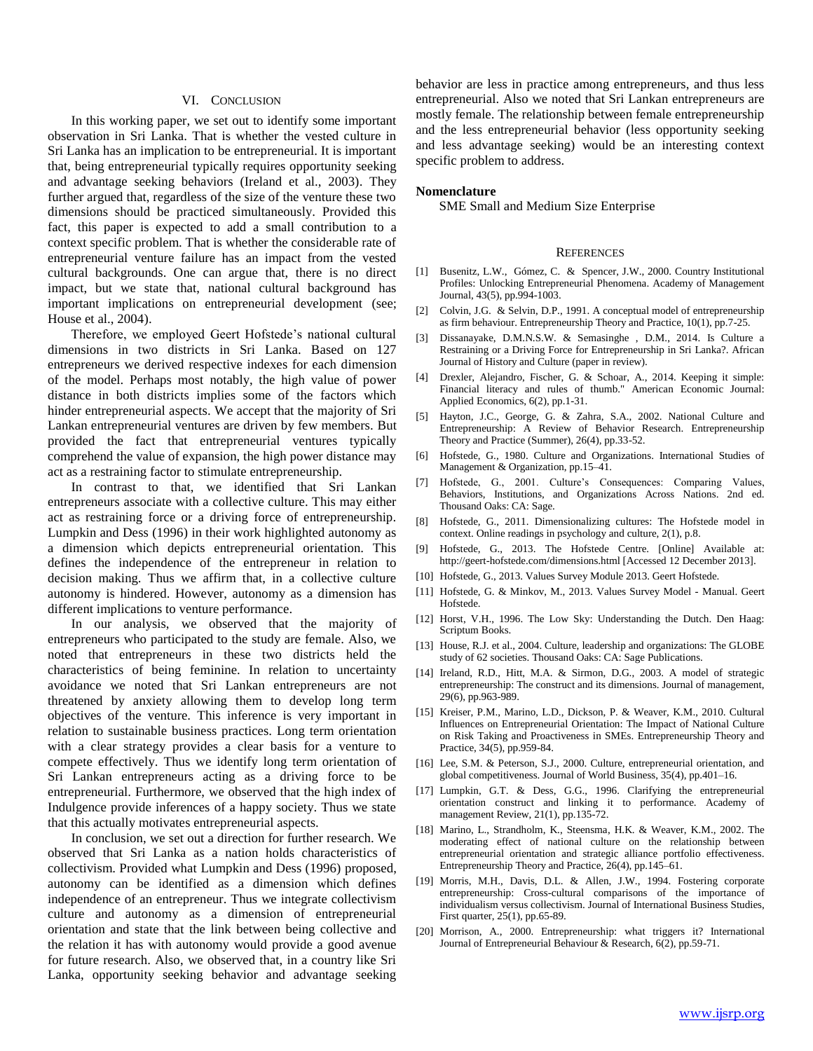## VI. Conclusion

In this working paper, we set out to identify some important observation in Sri Lanka. That is whether the vested culture in Sri Lanka has an implication to be entrepreneurial. It is important that, being entrepreneurial typically requires opportunity seeking and advantage seeking behaviors (Ireland et al., 2003). They further argued that, regardless of the size of the venture these two dimensions should be practiced simultaneously. Provided this fact, this paper is expected to add a small contribution to a context specific problem. That is whether the considerable rate of entrepreneurial venture failure has an impact from the vested cultural backgrounds. One can argue that, there is no direct impact, but we state that, national cultural background has important implications on entrepreneurial development (see; House et al., 2004).

Therefore, we employed Geert Hofstede's national cultural dimensions in two districts in Sri Lanka. Based on 127 entrepreneurs we derived respective indexes for each dimension of the model. Perhaps most notably, the high value of power distance in both districts implies some of the factors which hinder entrepreneurial aspects. We accept that the majority of Sri Lankan entrepreneurial ventures are driven by few members. But provided the fact that entrepreneurial ventures typically comprehend the value of expansion, the high power distance may act as a restraining factor to stimulate entrepreneurship.

In contrast to that, we identified that Sri Lankan entrepreneurs associate with a collective culture. This may either act as restraining force or a driving force of entrepreneurship. Lumpkin and Dess (1996) in their work highlighted autonomy as a dimension which depicts entrepreneurial orientation. This defines the independence of the entrepreneur in relation to decision making. Thus we affirm that, in a collective culture autonomy is hindered. However, autonomy as a dimension has different implications to venture performance.

In our analysis, we observed that the majority of entrepreneurs who participated to the study are female. Also, we noted that entrepreneurs in these two districts held the characteristics of being feminine. In relation to uncertainty avoidance we noted that Sri Lankan entrepreneurs are not threatened by anxiety allowing them to develop long term objectives of the venture. This inference is very important in relation to sustainable business practices. Long term orientation with a clear strategy provides a clear basis for a venture to compete effectively. Thus we identify long term orientation of Sri Lankan entrepreneurs acting as a driving force to be entrepreneurial. Furthermore, we observed that the high index of Indulgence provide inferences of a happy society. Thus we state that this actually motivates entrepreneurial aspects.

In conclusion, we set out a direction for further research. We observed that Sri Lanka as a nation holds characteristics of collectivism. Provided what Lumpkin and Dess (1996) proposed, autonomy can be identified as a dimension which defines independence of an entrepreneur. Thus we integrate collectivism culture and autonomy as a dimension of entrepreneurial orientation and state that the link between being collective and the relation it has with autonomy would provide a good avenue for future research. Also, we observed that, in a country like Sri Lanka, opportunity seeking behavior and advantage seeking behavior are less in practice among entrepreneurs, and thus less entrepreneurial. Also we noted that Sri Lankan entrepreneurs are mostly female. The relationship between female entrepreneurship and the less entrepreneurial behavior (less opportunity seeking and less advantage seeking) would be an interesting context specific problem to address.

### Nomenclature

SME Small and Medium Size Enterprise

## References

[1] Busenitz, L.W., Gómez, C. & Spencer, J.W., 2000. Country Institutional Profiles: Unlocking Entrepreneurial Phenomena. Academy of Management Journal, 43(5), pp.994-1003.

[2] Colvin, J.G. & Selvin, D.P., 1991. A conceptual model of entrepreneurship as firm behaviour. Entrepreneurship Theory and Practice, 10(1), pp.7-25.

[3] Dissanayake, D.M.N.S.W. & Semasinghe , D.M., 2014. Is Culture a Restraining or a Driving Force for Entrepreneurship in Sri Lanka?. African Journal of History and Culture (paper in review).

[4] Drexler, Alejandro, Fischer, G. & Schoar, A., 2014. Keeping it simple: Financial literacy and rules of thumb." American Economic Journal: Applied Economics, 6(2), pp.1-31.

[5] Hayton, J.C., George, G. & Zahra, S.A., 2002. National Culture and Entrepreneurship: A Review of Behavior Research. Entrepreneurship Theory and Practice (Summer), 26(4), pp.33-52.

[6] Hofstede, G., 1980. Culture and Organizations. International Studies of Management & Organization, pp.15–41.

[7] Hofstede, G., 2001. Culture's Consequences: Comparing Values, Behaviors, Institutions, and Organizations Across Nations. 2nd ed. Thousand Oaks: CA: Sage.

[8] Hofstede, G., 2011. Dimensionalizing cultures: The Hofstede model in context. Online readings in psychology and culture, 2(1), p.8.

[9] Hofstede, G., 2013. The Hofstede Centre. [Online] Available at: http://geert-hofstede.com/dimensions.html [Accessed 12 December 2013].

[10] Hofstede, G., 2013. Values Survey Module 2013. Geert Hofstede.

[11] Hofstede, G. & Minkov, M., 2013. Values Survey Model - Manual. Geert Hofstede.

[12] Horst, V.H., 1996. The Low Sky: Understanding the Dutch. Den Haag: Scriptum Books.

[13] House, R.J. et al., 2004. Culture, leadership and organizations: The GLOBE study of 62 societies. Thousand Oaks: CA: Sage Publications.

[14] Ireland, R.D., Hitt, M.A. & Sirmon, D.G., 2003. A model of strategic entrepreneurship: The construct and its dimensions. Journal of management, 29(6), pp.963-989.

[15] Kreiser, P.M., Marino, L.D., Dickson, P. & Weaver, K.M., 2010. Cultural Influences on Entrepreneurial Orientation: The Impact of National Culture on Risk Taking and Proactiveness in SMEs. Entrepreneurship Theory and Practice, 34(5), pp.959-84.

[16] Lee, S.M. & Peterson, S.J., 2000. Culture, entrepreneurial orientation, and global competitiveness. Journal of World Business, 35(4), pp.401–16.

[17] Lumpkin, G.T. & Dess, G.G., 1996. Clarifying the entrepreneurial orientation construct and linking it to performance. Academy of management Review, 21(1), pp.135-72.

[18] Marino, L., Strandholm, K., Steensma, H.K. & Weaver, K.M., 2002. The moderating effect of national culture on the relationship between entrepreneurial orientation and strategic alliance portfolio effectiveness. Entrepreneurship Theory and Practice, 26(4), pp.145–61.

[19] Morris, M.H., Davis, D.L. & Allen, J.W., 1994. Fostering corporate entrepreneurship: Cross-cultural comparisons of the importance of individualism versus collectivism. Journal of International Business Studies, First quarter, 25(1), pp.65-89.

[20] Morrison, A., 2000. Entrepreneurship: what triggers it? International Journal of Entrepreneurial Behaviour & Research, 6(2), pp.59-71.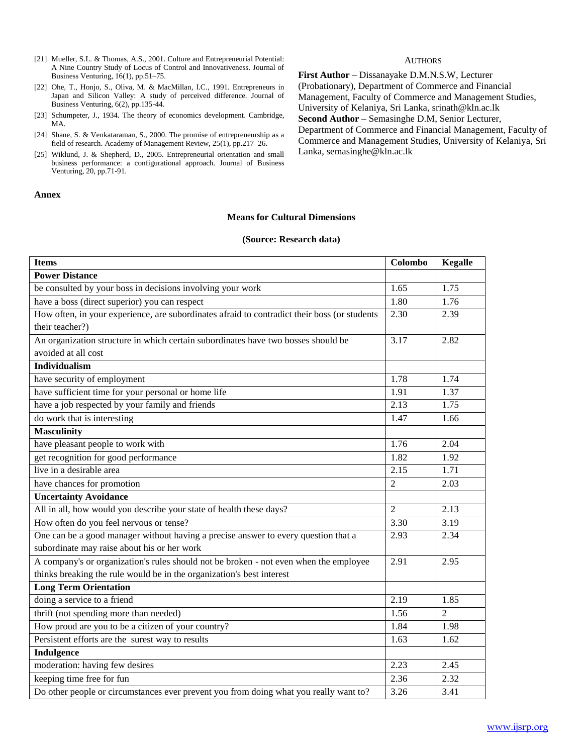[21] Mueller, S.L. & Thomas, A.S., 2001. Culture and Entrepreneurial Potential: A Nine Country Study of Locus of Control and Innovativeness. Journal of Business Venturing, 16(1), pp.51–75.

[22] Ohe, T., Honjo, S., Oliva, M. & MacMillan, I.C., 1991. Entrepreneurs in Japan and Silicon Valley: A study of perceived difference. Journal of Business Venturing, 6(2), pp.135-44.

[23] Schumpeter, J., 1934. The theory of economics development. Cambridge, MA.

[24] Shane, S. & Venkataraman, S., 2000. The promise of entrepreneurship as a field of research. Academy of Management Review, 25(1), pp.217–26.

[25] Wiklund, J. & Shepherd, D., 2005. Entrepreneurial orientation and small business performance: a configurational approach. Journal of Business Venturing, 20, pp.71-91.

## Authors

**First Author** – Dissanayake D.M.N.S.W, Lecturer (Probationary), Department of Commerce and Financial Management, Faculty of Commerce and Management Studies, University of Kelaniya, Sri Lanka, srinath@kln.ac.lk

**Second Author** – Semasinghe D.M, Senior Lecturer, Department of Commerce and Financial Management, Faculty of Commerce and Management Studies, University of Kelaniya, Sri Lanka, semasinghe@kln.ac.lk

## Annex

**Means for Cultural Dimensions**

**(Source: Research data)**

| Items | Colombo | Kegalle |
|---|---|---|
| **Power Distance** | | |
| be consulted by your boss in decisions involving your work | 1.65 | 1.75 |
| have a boss (direct superior) you can respect | 1.80 | 1.76 |
| How often, in your experience, are subordinates afraid to contradict their boss (or students their teacher?) | 2.30 | 2.39 |
| An organization structure in which certain subordinates have two bosses should be avoided at all cost | 3.17 | 2.82 |
| **Individualism** | | |
| have security of employment | 1.78 | 1.74 |
| have sufficient time for your personal or home life | 1.91 | 1.37 |
| have a job respected by your family and friends | 2.13 | 1.75 |
| do work that is interesting | 1.47 | 1.66 |
| **Masculinity** | | |
| have pleasant people to work with | 1.76 | 2.04 |
| get recognition for good performance | 1.82 | 1.92 |
| live in a desirable area | 2.15 | 1.71 |
| have chances for promotion | 2 | 2.03 |
| **Uncertainty Avoidance** | | |
| All in all, how would you describe your state of health these days? | 2 | 2.13 |
| How often do you feel nervous or tense? | 3.30 | 3.19 |
| One can be a good manager without having a precise answer to every question that a subordinate may raise about his or her work | 2.93 | 2.34 |
| A company's or organization's rules should not be broken - not even when the employee thinks breaking the rule would be in the organization's best interest | 2.91 | 2.95 |
| **Long Term Orientation** | | |
| doing a service to a friend | 2.19 | 1.85 |
| thrift (not spending more than needed) | 1.56 | 2 |
| How proud are you to be a citizen of your country? | 1.84 | 1.98 |
| Persistent efforts are the surest way to results | 1.63 | 1.62 |
| **Indulgence** | | |
| moderation: having few desires | 2.23 | 2.45 |
| keeping time free for fun | 2.36 | 2.32 |
| Do other people or circumstances ever prevent you from doing what you really want to? | 3.26 | 3.41 |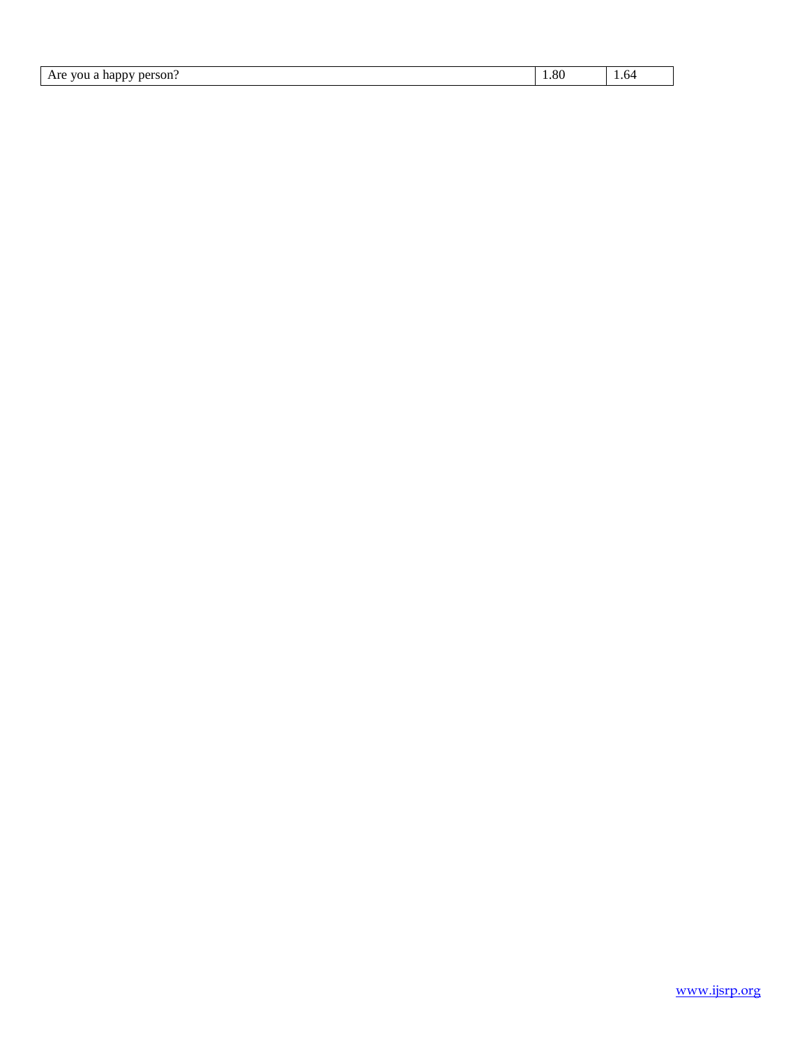| | | |
|---|---|---|
| Are you a happy person? | 1.80 | 1.64 |